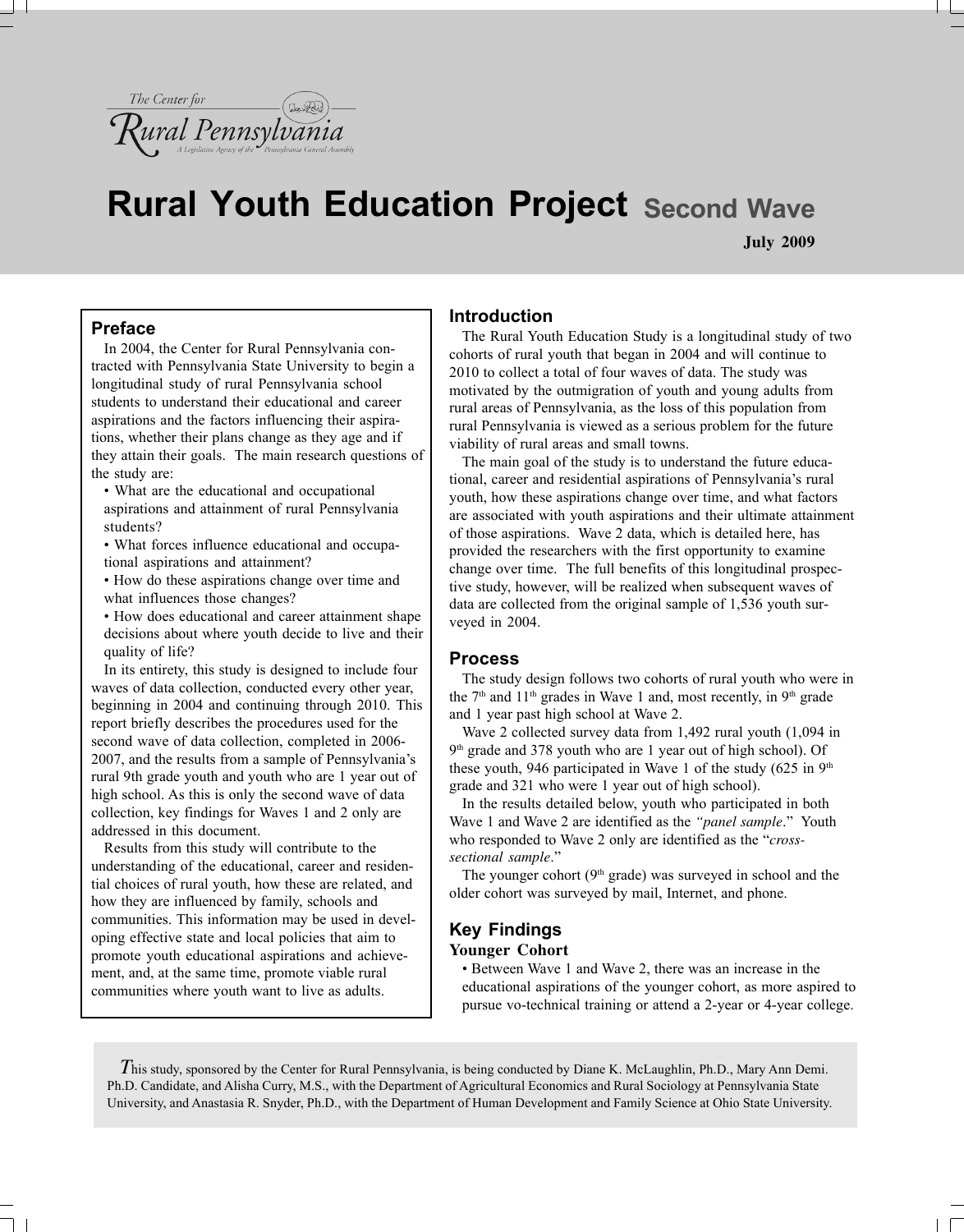The Center for Rural Pennsylvania
A Legislative Agency of the Pennsylvania General Assembly

# Rural Youth Education Project Second Wave

**July 2009**

## Preface

In 2004, the Center for Rural Pennsylvania contracted with Pennsylvania State University to begin a longitudinal study of rural Pennsylvania school students to understand their educational and career aspirations and the factors influencing their aspirations, whether their plans change as they age and if they attain their goals. The main research questions of the study are:

- What are the educational and occupational aspirations and attainment of rural Pennsylvania students?
- What forces influence educational and occupational aspirations and attainment?
- How do these aspirations change over time and what influences those changes?
- How does educational and career attainment shape decisions about where youth decide to live and their quality of life?

In its entirety, this study is designed to include four waves of data collection, conducted every other year, beginning in 2004 and continuing through 2010. This report briefly describes the procedures used for the second wave of data collection, completed in 2006-2007, and the results from a sample of Pennsylvania's rural 9th grade youth and youth who are 1 year out of high school. As this is only the second wave of data collection, key findings for Waves 1 and 2 only are addressed in this document.

Results from this study will contribute to the understanding of the educational, career and residential choices of rural youth, how these are related, and how they are influenced by family, schools and communities. This information may be used in developing effective state and local policies that aim to promote youth educational aspirations and achievement, and, at the same time, promote viable rural communities where youth want to live as adults.

## Introduction

The Rural Youth Education Study is a longitudinal study of two cohorts of rural youth that began in 2004 and will continue to 2010 to collect a total of four waves of data. The study was motivated by the outmigration of youth and young adults from rural areas of Pennsylvania, as the loss of this population from rural Pennsylvania is viewed as a serious problem for the future viability of rural areas and small towns.

The main goal of the study is to understand the future educational, career and residential aspirations of Pennsylvania's rural youth, how these aspirations change over time, and what factors are associated with youth aspirations and their ultimate attainment of those aspirations. Wave 2 data, which is detailed here, has provided the researchers with the first opportunity to examine change over time. The full benefits of this longitudinal prospective study, however, will be realized when subsequent waves of data are collected from the original sample of 1,536 youth surveyed in 2004.

## Process

The study design follows two cohorts of rural youth who were in the 7th and 11th grades in Wave 1 and, most recently, in 9th grade and 1 year past high school at Wave 2.

Wave 2 collected survey data from 1,492 rural youth (1,094 in 9th grade and 378 youth who are 1 year out of high school). Of these youth, 946 participated in Wave 1 of the study (625 in 9th grade and 321 who were 1 year out of high school).

In the results detailed below, youth who participated in both Wave 1 and Wave 2 are identified as the *"panel sample."* Youth who responded to Wave 2 only are identified as the "*cross-sectional sample*."

The younger cohort (9th grade) was surveyed in school and the older cohort was surveyed by mail, Internet, and phone.

## Key Findings

### Younger Cohort

- Between Wave 1 and Wave 2, there was an increase in the educational aspirations of the younger cohort, as more aspired to pursue vo-technical training or attend a 2-year or 4-year college.

*This study, sponsored by the Center for Rural Pennsylvania, is being conducted by Diane K. McLaughlin, Ph.D., Mary Ann Demi. Ph.D. Candidate, and Alisha Curry, M.S., with the Department of Agricultural Economics and Rural Sociology at Pennsylvania State University, and Anastasia R. Snyder, Ph.D., with the Department of Human Development and Family Science at Ohio State University.*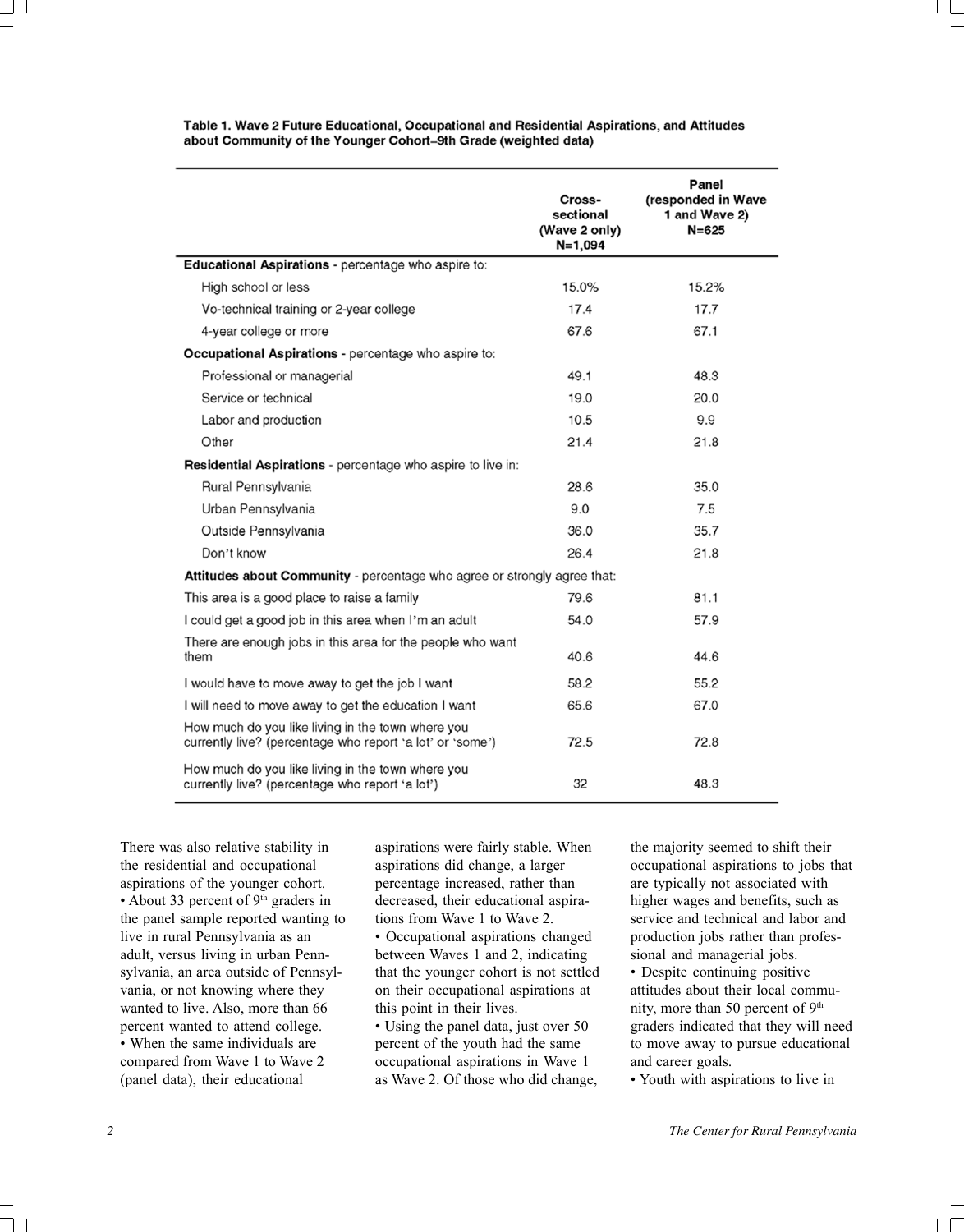**Table 1. Wave 2 Future Educational, Occupational and Residential Aspirations, and Attitudes about Community of the Younger Cohort–9th Grade (weighted data)**

| | Cross-sectional (Wave 2 only) N=1,094 | Panel (responded in Wave 1 and Wave 2) N=625 |
|---|---|---|
| **Educational Aspirations** - percentage who aspire to: | | |
| High school or less | 15.0% | 15.2% |
| Vo-technical training or 2-year college | 17.4 | 17.7 |
| 4-year college or more | 67.6 | 67.1 |
| **Occupational Aspirations** - percentage who aspire to: | | |
| Professional or managerial | 49.1 | 48.3 |
| Service or technical | 19.0 | 20.0 |
| Labor and production | 10.5 | 9.9 |
| Other | 21.4 | 21.8 |
| **Residential Aspirations** - percentage who aspire to live in: | | |
| Rural Pennsylvania | 28.6 | 35.0 |
| Urban Pennsylvania | 9.0 | 7.5 |
| Outside Pennsylvania | 36.0 | 35.7 |
| Don't know | 26.4 | 21.8 |
| **Attitudes about Community** - percentage who agree or strongly agree that: | | |
| This area is a good place to raise a family | 79.6 | 81.1 |
| I could get a good job in this area when I'm an adult | 54.0 | 57.9 |
| There are enough jobs in this area for the people who want them | 40.6 | 44.6 |
| I would have to move away to get the job I want | 58.2 | 55.2 |
| I will need to move away to get the education I want | 65.6 | 67.0 |
| How much do you like living in the town where you currently live? (percentage who report 'a lot' or 'some') | 72.5 | 72.8 |
| How much do you like living in the town where you currently live? (percentage who report 'a lot') | 32 | 48.3 |

There was also relative stability in the residential and occupational aspirations of the younger cohort.

- About 33 percent of 9th graders in the panel sample reported wanting to live in rural Pennsylvania as an adult, versus living in urban Pennsylvania, an area outside of Pennsylvania, or not knowing where they wanted to live. Also, more than 66 percent wanted to attend college.
- When the same individuals are compared from Wave 1 to Wave 2 (panel data), their educational aspirations were fairly stable. When aspirations did change, a larger percentage increased, rather than decreased, their educational aspirations from Wave 1 to Wave 2.
- Occupational aspirations changed between Waves 1 and 2, indicating that the younger cohort is not settled on their occupational aspirations at this point in their lives.
- Using the panel data, just over 50 percent of the youth had the same occupational aspirations in Wave 1 as Wave 2. Of those who did change, the majority seemed to shift their occupational aspirations to jobs that are typically not associated with higher wages and benefits, such as service and technical and labor and production jobs rather than professional and managerial jobs.
- Despite continuing positive attitudes about their local community, more than 50 percent of 9th graders indicated that they will need to move away to pursue educational and career goals.
- Youth with aspirations to live in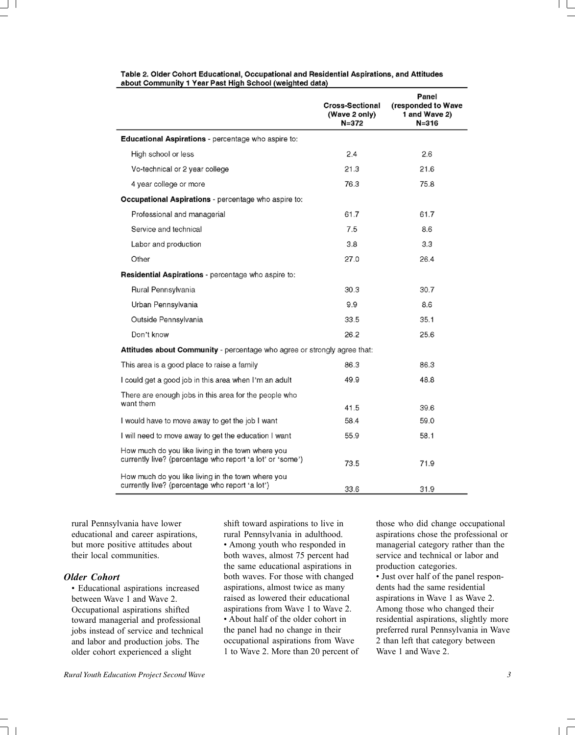Table 2. Older Cohort Educational, Occupational and Residential Aspirations, and Attitudes about Community 1 Year Past High School (weighted data)

| | Cross-Sectional (Wave 2 only) N=372 | Panel (responded to Wave 1 and Wave 2) N=316 |
|---|---|---|
| **Educational Aspirations** - percentage who aspire to: | | |
| High school or less | 2.4 | 2.6 |
| Vo-technical or 2 year college | 21.3 | 21.6 |
| 4 year college or more | 76.3 | 75.8 |
| **Occupational Aspirations** - percentage who aspire to: | | |
| Professional and managerial | 61.7 | 61.7 |
| Service and technical | 7.5 | 8.6 |
| Labor and production | 3.8 | 3.3 |
| Other | 27.0 | 26.4 |
| **Residential Aspirations** - percentage who aspire to: | | |
| Rural Pennsylvania | 30.3 | 30.7 |
| Urban Pennsylvania | 9.9 | 8.6 |
| Outside Pennsylvania | 33.5 | 35.1 |
| Don't know | 26.2 | 25.6 |
| **Attitudes about Community** - percentage who agree or strongly agree that: | | |
| This area is a good place to raise a family | 86.3 | 86.3 |
| I could get a good job in this area when I'm an adult | 49.9 | 48.8 |
| There are enough jobs in this area for the people who want them | 41.5 | 39.6 |
| I would have to move away to get the job I want | 58.4 | 59.0 |
| I will need to move away to get the education I want | 55.9 | 58.1 |
| How much do you like living in the town where you currently live? (percentage who report 'a lot' or 'some') | 73.5 | 71.9 |
| How much do you like living in the town where you currently live? (percentage who report 'a lot') | 33.6 | 31.9 |

rural Pennsylvania have lower educational and career aspirations, but more positive attitudes about their local communities.

### *Older Cohort*

- Educational aspirations increased between Wave 1 and Wave 2. Occupational aspirations shifted toward managerial and professional jobs instead of service and technical and labor and production jobs. The older cohort experienced a slight shift toward aspirations to live in rural Pennsylvania in adulthood.
- Among youth who responded in both waves, almost 75 percent had the same educational aspirations in both waves. For those with changed aspirations, almost twice as many raised as lowered their educational aspirations from Wave 1 to Wave 2.
- About half of the older cohort in the panel had no change in their occupational aspirations from Wave 1 to Wave 2. More than 20 percent of those who did change occupational aspirations chose the professional or managerial category rather than the service and technical or labor and production categories.
- Just over half of the panel respondents had the same residential aspirations in Wave 1 as Wave 2. Among those who changed their residential aspirations, slightly more preferred rural Pennsylvania in Wave 2 than left that category between Wave 1 and Wave 2.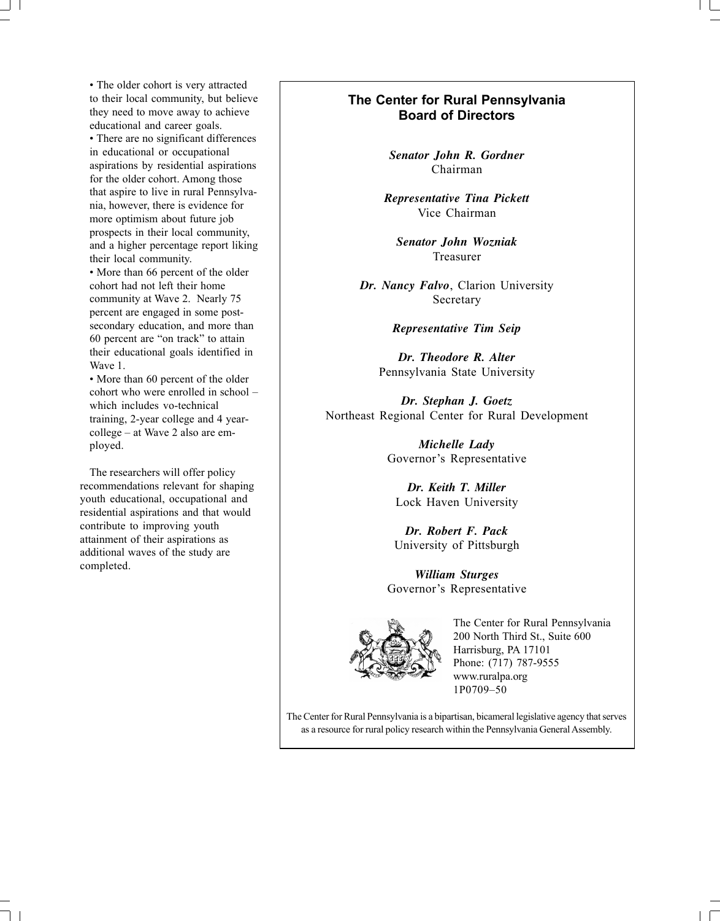- The older cohort is very attracted to their local community, but believe they need to move away to achieve educational and career goals.
- There are no significant differences in educational or occupational aspirations by residential aspirations for the older cohort. Among those that aspire to live in rural Pennsylvania, however, there is evidence for more optimism about future job prospects in their local community, and a higher percentage report liking their local community.
- More than 66 percent of the older cohort had not left their home community at Wave 2. Nearly 75 percent are engaged in some post-secondary education, and more than 60 percent are "on track" to attain their educational goals identified in Wave 1.
- More than 60 percent of the older cohort who were enrolled in school – which includes vo-technical training, 2-year college and 4 year-college – at Wave 2 also are employed.

The researchers will offer policy recommendations relevant for shaping youth educational, occupational and residential aspirations and that would contribute to improving youth attainment of their aspirations as additional waves of the study are completed.

## The Center for Rural Pennsylvania Board of Directors

***Senator John R. Gordner***
Chairman

***Representative Tina Pickett***
Vice Chairman

***Senator John Wozniak***
Treasurer

***Dr. Nancy Falvo***, Clarion University
Secretary

***Representative Tim Seip***

***Dr. Theodore R. Alter***
Pennsylvania State University

***Dr. Stephan J. Goetz***
Northeast Regional Center for Rural Development

***Michelle Lady***
Governor's Representative

***Dr. Keith T. Miller***
Lock Haven University

***Dr. Robert F. Pack***
University of Pittsburgh

***William Sturges***
Governor's Representative

The Center for Rural Pennsylvania
200 North Third St., Suite 600
Harrisburg, PA 17101
Phone: (717) 787-9555
www.ruralpa.org
1P0709–50

The Center for Rural Pennsylvania is a bipartisan, bicameral legislative agency that serves as a resource for rural policy research within the Pennsylvania General Assembly.